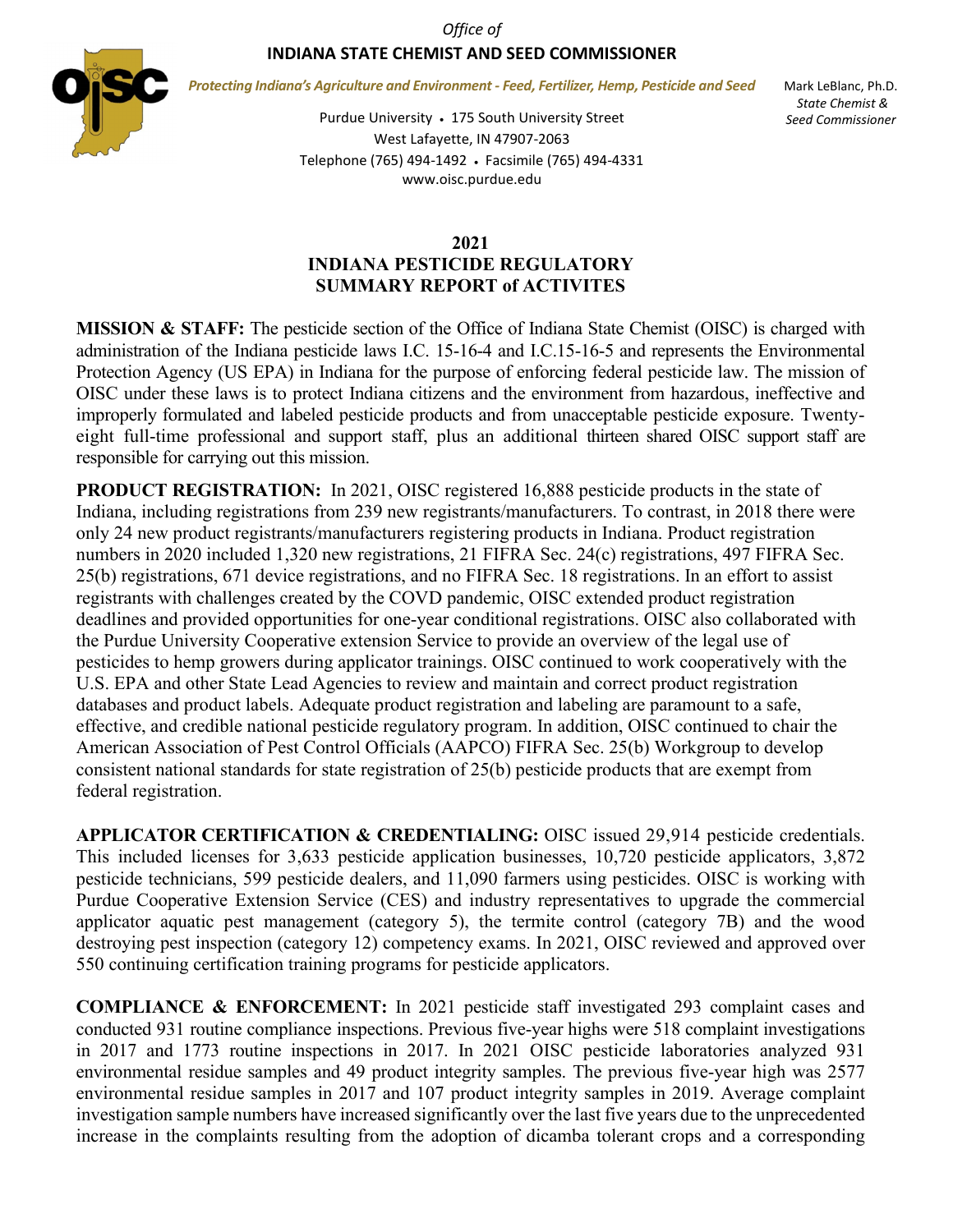*Office of*

**INDIANA STATE CHEMIST AND SEED COMMISSIONER**

*Protecting Indiana's Agriculture and Environment - Feed, Fertilizer, Hemp, Pesticide and Seed*

Purdue University • 175 South University Street
West Lafayette, IN 47907-2063
Telephone (765) 494-1492 • Facsimile (765) 494-4331
www.oisc.purdue.edu

Mark LeBlanc, Ph.D.
*State Chemist & Seed Commissioner*

# 2021
# INDIANA PESTICIDE REGULATORY SUMMARY REPORT of ACTIVITES

**MISSION & STAFF:** The pesticide section of the Office of Indiana State Chemist (OISC) is charged with administration of the Indiana pesticide laws I.C. 15-16-4 and I.C.15-16-5 and represents the Environmental Protection Agency (US EPA) in Indiana for the purpose of enforcing federal pesticide law. The mission of OISC under these laws is to protect Indiana citizens and the environment from hazardous, ineffective and improperly formulated and labeled pesticide products and from unacceptable pesticide exposure. Twenty-eight full-time professional and support staff, plus an additional thirteen shared OISC support staff are responsible for carrying out this mission.

**PRODUCT REGISTRATION:** In 2021, OISC registered 16,888 pesticide products in the state of Indiana, including registrations from 239 new registrants/manufacturers. To contrast, in 2018 there were only 24 new product registrants/manufacturers registering products in Indiana. Product registration numbers in 2020 included 1,320 new registrations, 21 FIFRA Sec. 24(c) registrations, 497 FIFRA Sec. 25(b) registrations, 671 device registrations, and no FIFRA Sec. 18 registrations. In an effort to assist registrants with challenges created by the COVD pandemic, OISC extended product registration deadlines and provided opportunities for one-year conditional registrations. OISC also collaborated with the Purdue University Cooperative extension Service to provide an overview of the legal use of pesticides to hemp growers during applicator trainings. OISC continued to work cooperatively with the U.S. EPA and other State Lead Agencies to review and maintain and correct product registration databases and product labels. Adequate product registration and labeling are paramount to a safe, effective, and credible national pesticide regulatory program. In addition, OISC continued to chair the American Association of Pest Control Officials (AAPCO) FIFRA Sec. 25(b) Workgroup to develop consistent national standards for state registration of 25(b) pesticide products that are exempt from federal registration.

**APPLICATOR CERTIFICATION & CREDENTIALING:** OISC issued 29,914 pesticide credentials. This included licenses for 3,633 pesticide application businesses, 10,720 pesticide applicators, 3,872 pesticide technicians, 599 pesticide dealers, and 11,090 farmers using pesticides. OISC is working with Purdue Cooperative Extension Service (CES) and industry representatives to upgrade the commercial applicator aquatic pest management (category 5), the termite control (category 7B) and the wood destroying pest inspection (category 12) competency exams. In 2021, OISC reviewed and approved over 550 continuing certification training programs for pesticide applicators.

**COMPLIANCE & ENFORCEMENT:** In 2021 pesticide staff investigated 293 complaint cases and conducted 931 routine compliance inspections. Previous five-year highs were 518 complaint investigations in 2017 and 1773 routine inspections in 2017. In 2021 OISC pesticide laboratories analyzed 931 environmental residue samples and 49 product integrity samples. The previous five-year high was 2577 environmental residue samples in 2017 and 107 product integrity samples in 2019. Average complaint investigation sample numbers have increased significantly over the last five years due to the unprecedented increase in the complaints resulting from the adoption of dicamba tolerant crops and a corresponding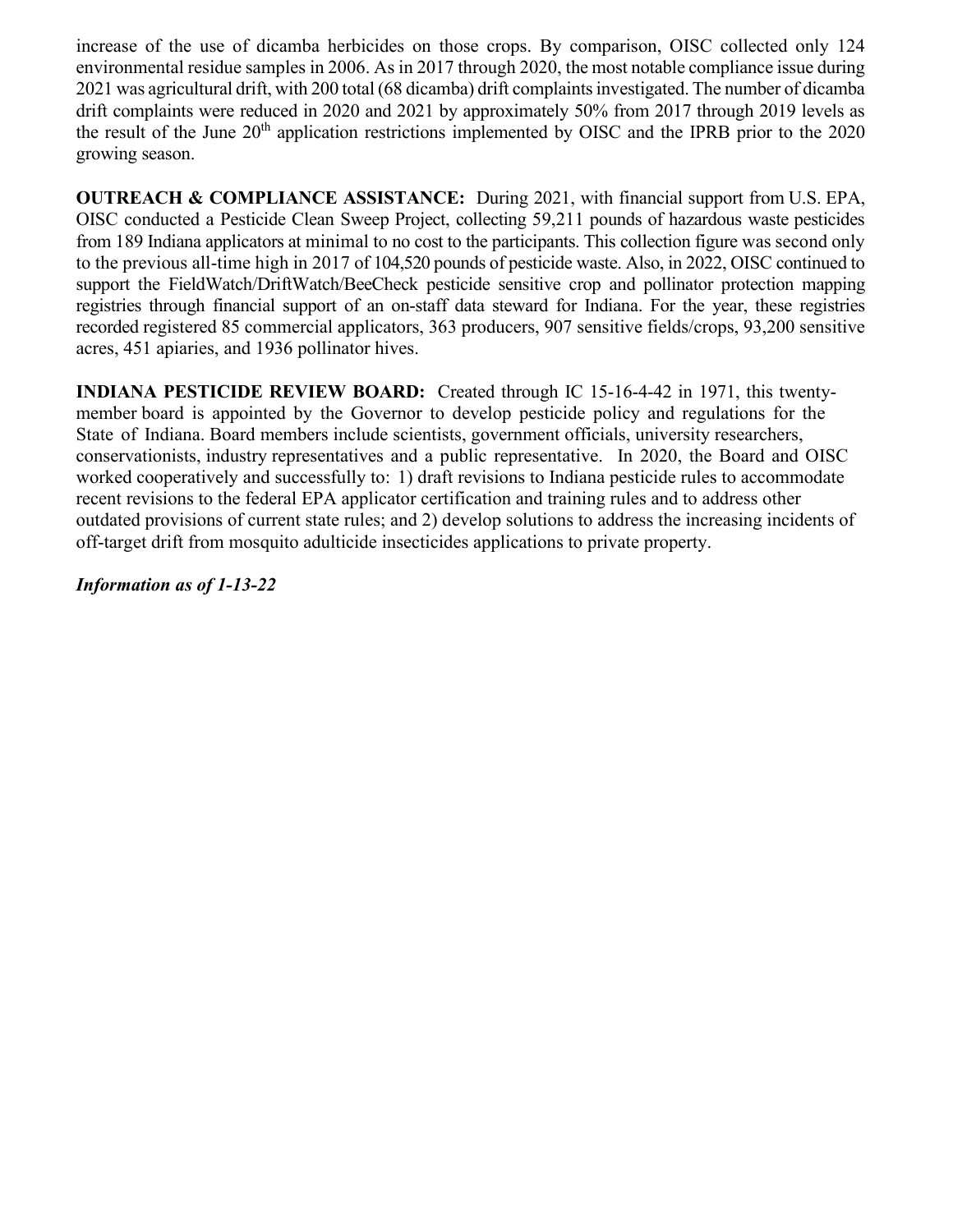increase of the use of dicamba herbicides on those crops. By comparison, OISC collected only 124 environmental residue samples in 2006. As in 2017 through 2020, the most notable compliance issue during 2021 was agricultural drift, with 200 total (68 dicamba) drift complaints investigated. The number of dicamba drift complaints were reduced in 2020 and 2021 by approximately 50% from 2017 through 2019 levels as the result of the June 20$^{th}$ application restrictions implemented by OISC and the IPRB prior to the 2020 growing season.

**OUTREACH & COMPLIANCE ASSISTANCE:** During 2021, with financial support from U.S. EPA, OISC conducted a Pesticide Clean Sweep Project, collecting 59,211 pounds of hazardous waste pesticides from 189 Indiana applicators at minimal to no cost to the participants. This collection figure was second only to the previous all-time high in 2017 of 104,520 pounds of pesticide waste. Also, in 2022, OISC continued to support the FieldWatch/DriftWatch/BeeCheck pesticide sensitive crop and pollinator protection mapping registries through financial support of an on-staff data steward for Indiana. For the year, these registries recorded registered 85 commercial applicators, 363 producers, 907 sensitive fields/crops, 93,200 sensitive acres, 451 apiaries, and 1936 pollinator hives.

**INDIANA PESTICIDE REVIEW BOARD:** Created through IC 15-16-4-42 in 1971, this twenty-member board is appointed by the Governor to develop pesticide policy and regulations for the State of Indiana. Board members include scientists, government officials, university researchers, conservationists, industry representatives and a public representative. In 2020, the Board and OISC worked cooperatively and successfully to: 1) draft revisions to Indiana pesticide rules to accommodate recent revisions to the federal EPA applicator certification and training rules and to address other outdated provisions of current state rules; and 2) develop solutions to address the increasing incidents of off-target drift from mosquito adulticide insecticides applications to private property.

***Information as of 1-13-22***